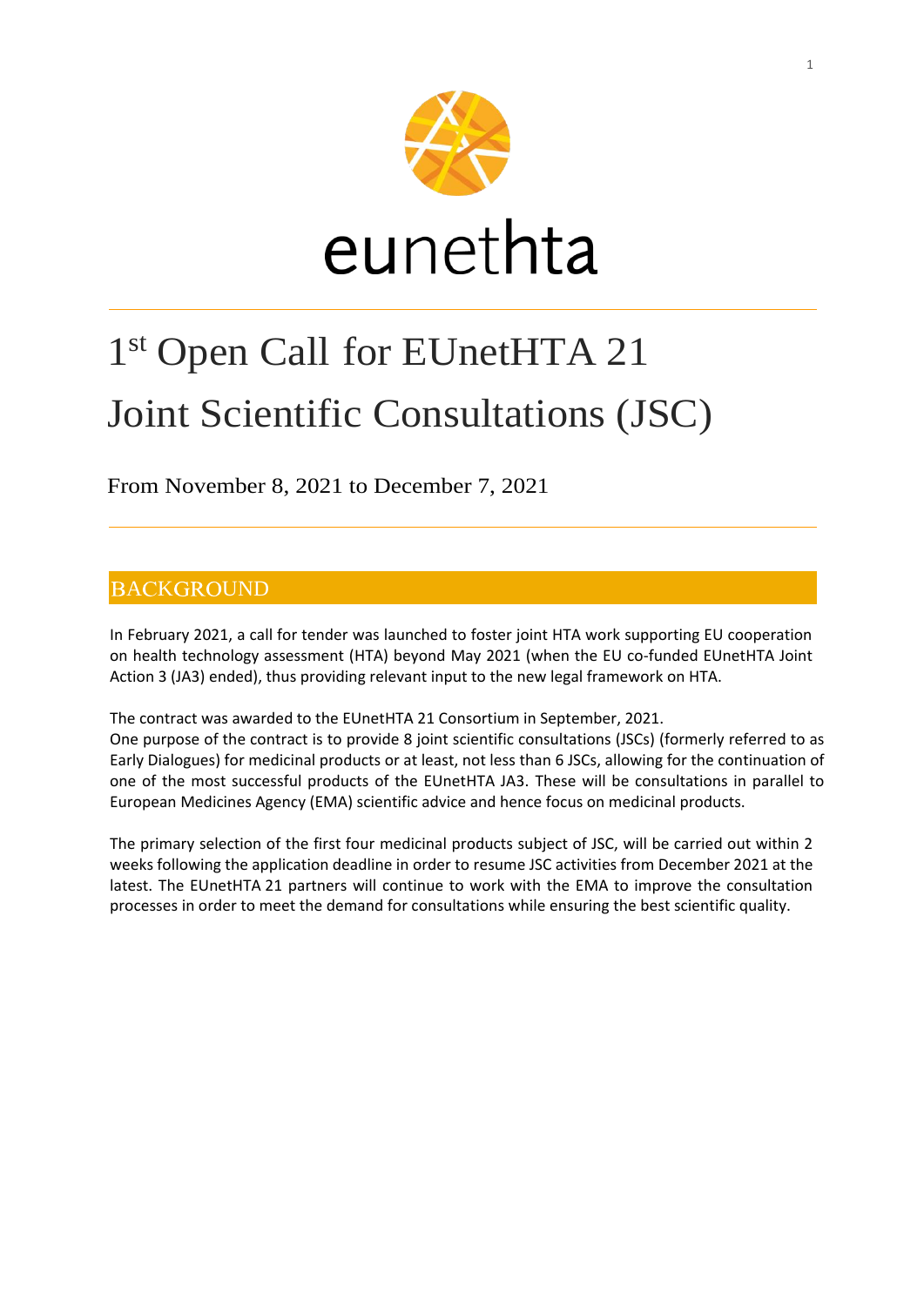eunethta

# 1st Open Call for EUnetHTA 21 Joint Scientific Consultations (JSC)

From November 8, 2021 to December 7, 2021

## BACKGROUND

In February 2021, a call for tender was launched to foster joint HTA work supporting EU cooperation on health technology assessment (HTA) beyond May 2021 (when the EU co-funded EUnetHTA Joint Action 3 (JA3) ended), thus providing relevant input to the new legal framework on HTA.

The contract was awarded to the EUnetHTA 21 Consortium in September, 2021.
One purpose of the contract is to provide 8 joint scientific consultations (JSCs) (formerly referred to as Early Dialogues) for medicinal products or at least, not less than 6 JSCs, allowing for the continuation of one of the most successful products of the EUnetHTA JA3. These will be consultations in parallel to European Medicines Agency (EMA) scientific advice and hence focus on medicinal products.

The primary selection of the first four medicinal products subject of JSC, will be carried out within 2 weeks following the application deadline in order to resume JSC activities from December 2021 at the latest. The EUnetHTA 21 partners will continue to work with the EMA to improve the consultation processes in order to meet the demand for consultations while ensuring the best scientific quality.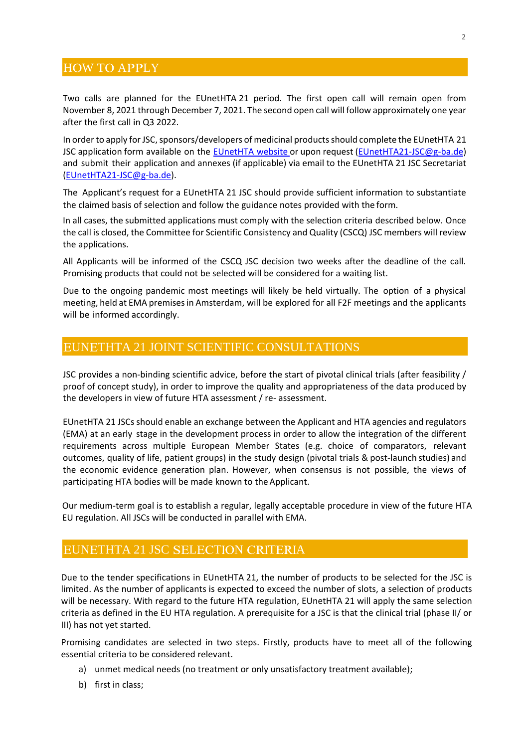## HOW TO APPLY

Two calls are planned for the EUnetHTA 21 period. The first open call will remain open from November 8, 2021 through December 7, 2021. The second open call will follow approximately one year after the first call in Q3 2022.

In order to apply for JSC, sponsors/developers of medicinal products should complete the EUnetHTA 21 JSC application form available on the [EUnetHTA website](#) or upon request ([EUnetHTA21-JSC@g-ba.de](mailto:EUnetHTA21-JSC@g-ba.de)) and submit their application and annexes (if applicable) via email to the EUnetHTA 21 JSC Secretariat ([EUnetHTA21-JSC@g-ba.de](mailto:EUnetHTA21-JSC@g-ba.de)).

The Applicant's request for a EUnetHTA 21 JSC should provide sufficient information to substantiate the claimed basis of selection and follow the guidance notes provided with the form.

In all cases, the submitted applications must comply with the selection criteria described below. Once the call is closed, the Committee for Scientific Consistency and Quality (CSCQ) JSC members will review the applications.

All Applicants will be informed of the CSCQ JSC decision two weeks after the deadline of the call. Promising products that could not be selected will be considered for a waiting list.

Due to the ongoing pandemic most meetings will likely be held virtually. The option of a physical meeting, held at EMA premises in Amsterdam, will be explored for all F2F meetings and the applicants will be informed accordingly.

## EUNETHTA 21 JOINT SCIENTIFIC CONSULTATIONS

JSC provides a non-binding scientific advice, before the start of pivotal clinical trials (after feasibility / proof of concept study), in order to improve the quality and appropriateness of the data produced by the developers in view of future HTA assessment / re- assessment.

EUnetHTA 21 JSCs should enable an exchange between the Applicant and HTA agencies and regulators (EMA) at an early stage in the development process in order to allow the integration of the different requirements across multiple European Member States (e.g. choice of comparators, relevant outcomes, quality of life, patient groups) in the study design (pivotal trials & post-launch studies) and the economic evidence generation plan. However, when consensus is not possible, the views of participating HTA bodies will be made known to the Applicant.

Our medium-term goal is to establish a regular, legally acceptable procedure in view of the future HTA EU regulation. All JSCs will be conducted in parallel with EMA.

## EUNETHTA 21 JSC SELECTION CRITERIA

Due to the tender specifications in EUnetHTA 21, the number of products to be selected for the JSC is limited. As the number of applicants is expected to exceed the number of slots, a selection of products will be necessary. With regard to the future HTA regulation, EUnetHTA 21 will apply the same selection criteria as defined in the EU HTA regulation. A prerequisite for a JSC is that the clinical trial (phase II/ or III) has not yet started.

Promising candidates are selected in two steps. Firstly, products have to meet all of the following essential criteria to be considered relevant.

a) unmet medical needs (no treatment or only unsatisfactory treatment available);
b) first in class;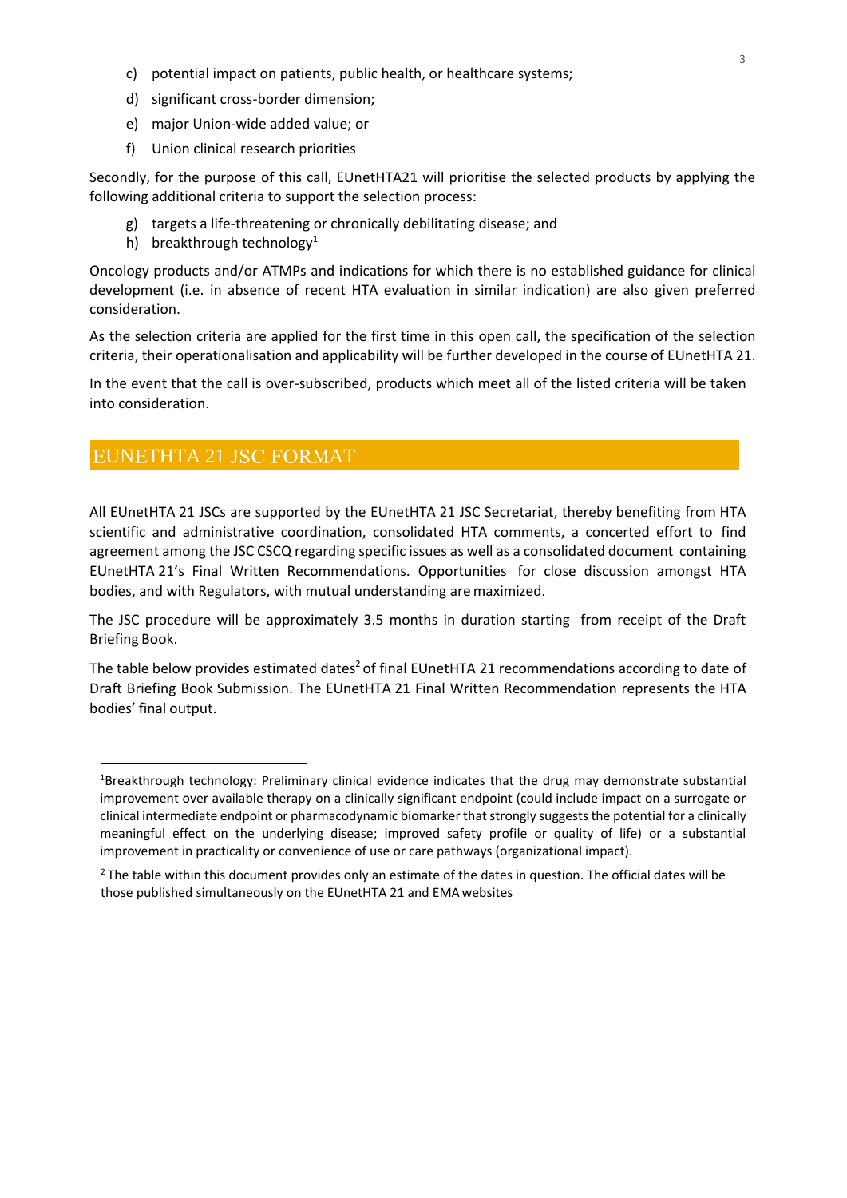c) potential impact on patients, public health, or healthcare systems;

d) significant cross-border dimension;

e) major Union-wide added value; or

f) Union clinical research priorities

Secondly, for the purpose of this call, EUnetHTA21 will prioritise the selected products by applying the following additional criteria to support the selection process:

g) targets a life-threatening or chronically debilitating disease; and

h) breakthrough technology[1]

Oncology products and/or ATMPs and indications for which there is no established guidance for clinical development (i.e. in absence of recent HTA evaluation in similar indication) are also given preferred consideration.

As the selection criteria are applied for the first time in this open call, the specification of the selection criteria, their operationalisation and applicability will be further developed in the course of EUnetHTA 21.

In the event that the call is over-subscribed, products which meet all of the listed criteria will be taken into consideration.

## EUNETHTA 21 JSC FORMAT

All EUnetHTA 21 JSCs are supported by the EUnetHTA 21 JSC Secretariat, thereby benefiting from HTA scientific and administrative coordination, consolidated HTA comments, a concerted effort to find agreement among the JSC CSCQ regarding specific issues as well as a consolidated document containing EUnetHTA 21's Final Written Recommendations. Opportunities for close discussion amongst HTA bodies, and with Regulators, with mutual understanding are maximized.

The JSC procedure will be approximately 3.5 months in duration starting from receipt of the Draft Briefing Book.

The table below provides estimated dates[2] of final EUnetHTA 21 recommendations according to date of Draft Briefing Book Submission. The EUnetHTA 21 Final Written Recommendation represents the HTA bodies' final output.

---

[1]Breakthrough technology: Preliminary clinical evidence indicates that the drug may demonstrate substantial improvement over available therapy on a clinically significant endpoint (could include impact on a surrogate or clinical intermediate endpoint or pharmacodynamic biomarker that strongly suggests the potential for a clinically meaningful effect on the underlying disease; improved safety profile or quality of life) or a substantial improvement in practicality or convenience of use or care pathways (organizational impact).

[2] The table within this document provides only an estimate of the dates in question. The official dates will be those published simultaneously on the EUnetHTA 21 and EMA websites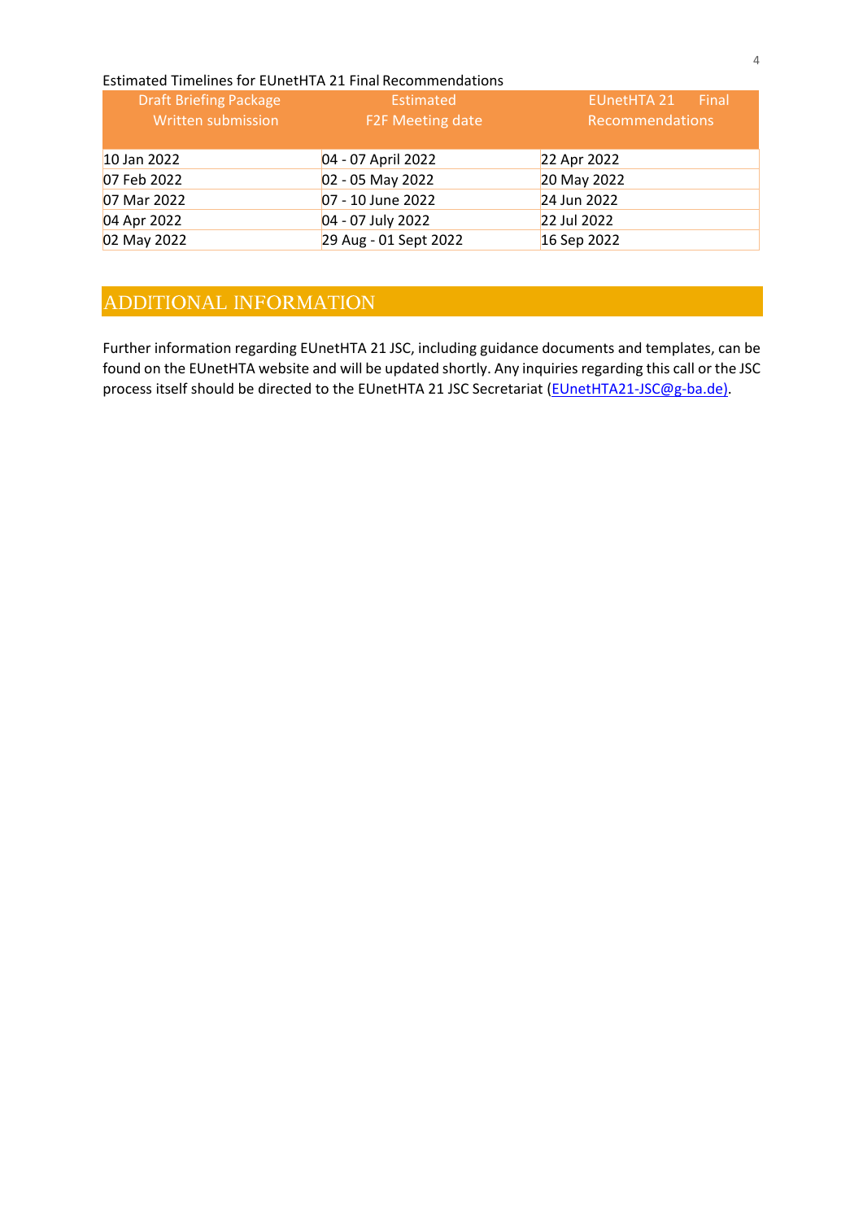Estimated Timelines for EUnetHTA 21 Final Recommendations

| Draft Briefing Package Written submission | Estimated F2F Meeting date | EUnetHTA 21 Final Recommendations |
|---|---|---|
| 10 Jan 2022 | 04 - 07 April 2022 | 22 Apr 2022 |
| 07 Feb 2022 | 02 - 05 May 2022 | 20 May 2022 |
| 07 Mar 2022 | 07 - 10 June 2022 | 24 Jun 2022 |
| 04 Apr 2022 | 04 - 07 July 2022 | 22 Jul 2022 |
| 02 May 2022 | 29 Aug - 01 Sept 2022 | 16 Sep 2022 |

## ADDITIONAL INFORMATION

Further information regarding EUnetHTA 21 JSC, including guidance documents and templates, can be found on the EUnetHTA website and will be updated shortly. Any inquiries regarding this call or the JSC process itself should be directed to the EUnetHTA 21 JSC Secretariat (EUnetHTA21-JSC@g-ba.de).